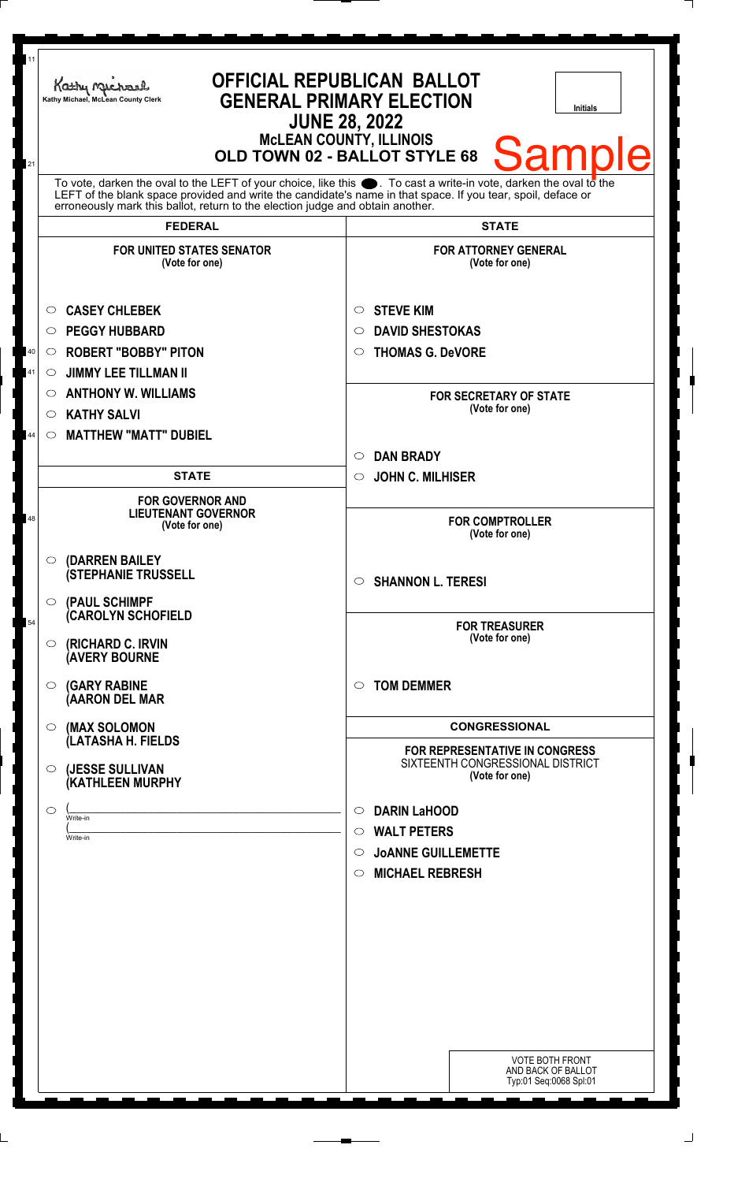Kathy Michael, McLean County Clerk

# OFFICIAL REPUBLICAN BALLOT
## GENERAL PRIMARY ELECTION
### JUNE 28, 2022
### McLEAN COUNTY, ILLINOIS
### OLD TOWN 02 - BALLOT STYLE 68

Initials

**Sample**

To vote, darken the oval to the LEFT of your choice, like this ●. To cast a write-in vote, darken the oval to the LEFT of the blank space provided and write the candidate's name in that space. If you tear, spoil, deface or erroneously mark this ballot, return to the election judge and obtain another.

## FEDERAL

**FOR UNITED STATES SENATOR**
(Vote for one)

- ○ CASEY CHLEBEK
- ○ PEGGY HUBBARD
- ○ ROBERT "BOBBY" PITON
- ○ JIMMY LEE TILLMAN II
- ○ ANTHONY W. WILLIAMS
- ○ KATHY SALVI
- ○ MATTHEW "MATT" DUBIEL

## STATE

**FOR GOVERNOR AND LIEUTENANT GOVERNOR**
(Vote for one)

- ○ (DARREN BAILEY / (STEPHANIE TRUSSELL
- ○ (PAUL SCHIMPF / (CAROLYN SCHOFIELD
- ○ (RICHARD C. IRVIN / (AVERY BOURNE
- ○ (GARY RABINE / (AARON DEL MAR
- ○ (MAX SOLOMON / (LATASHA H. FIELDS
- ○ (JESSE SULLIVAN / (KATHLEEN MURPHY
- ○ (\_\_\_\_\_\_\_\_\_\_ Write-in / (\_\_\_\_\_\_\_\_\_\_ Write-in

## STATE

**FOR ATTORNEY GENERAL**
(Vote for one)

- ○ STEVE KIM
- ○ DAVID SHESTOKAS
- ○ THOMAS G. DeVORE

**FOR SECRETARY OF STATE**
(Vote for one)

- ○ DAN BRADY
- ○ JOHN C. MILHISER

**FOR COMPTROLLER**
(Vote for one)

- ○ SHANNON L. TERESI

**FOR TREASURER**
(Vote for one)

- ○ TOM DEMMER

## CONGRESSIONAL

**FOR REPRESENTATIVE IN CONGRESS**
SIXTEENTH CONGRESSIONAL DISTRICT
(Vote for one)

- ○ DARIN LaHOOD
- ○ WALT PETERS
- ○ JoANNE GUILLEMETTE
- ○ MICHAEL REBRESH

VOTE BOTH FRONT AND BACK OF BALLOT
Typ:01 Seq:0068 Spl:01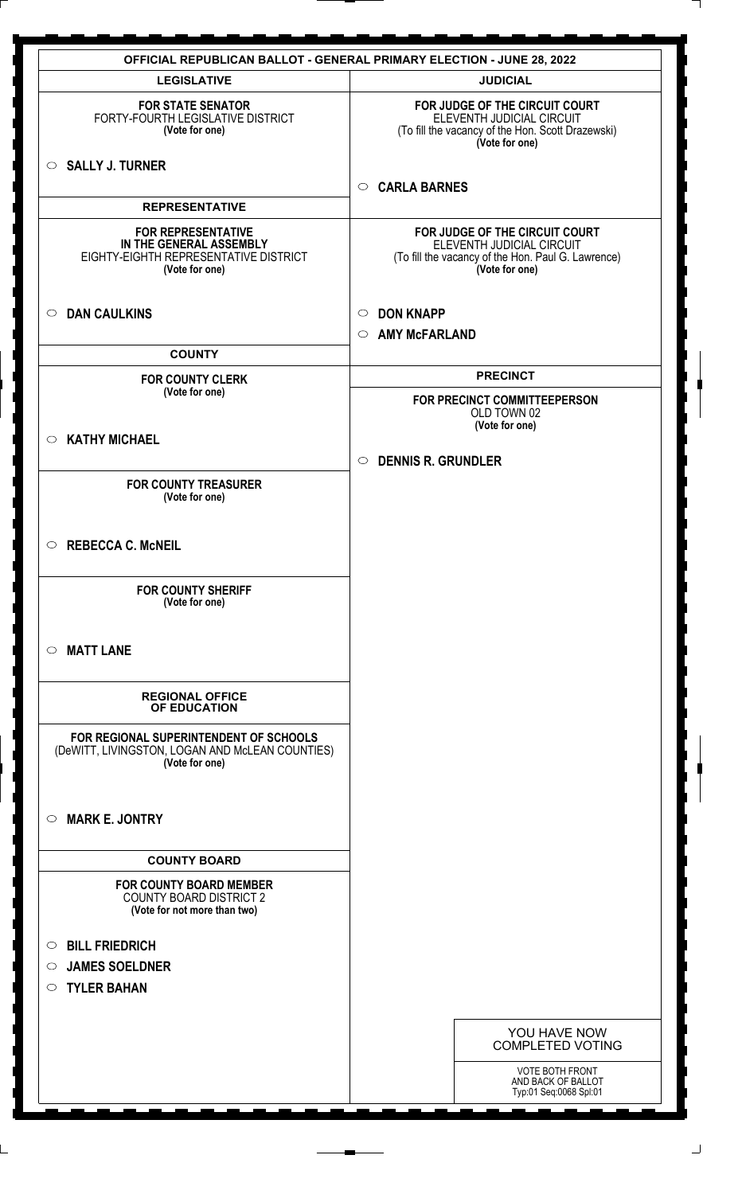# OFFICIAL REPUBLICAN BALLOT - GENERAL PRIMARY ELECTION - JUNE 28, 2022

## LEGISLATIVE

**FOR STATE SENATOR**
FORTY-FOURTH LEGISLATIVE DISTRICT
**(Vote for one)**

○ **SALLY J. TURNER**

## REPRESENTATIVE

**FOR REPRESENTATIVE IN THE GENERAL ASSEMBLY**
EIGHTY-EIGHTH REPRESENTATIVE DISTRICT
**(Vote for one)**

○ **DAN CAULKINS**

## COUNTY

**FOR COUNTY CLERK**
**(Vote for one)**

○ **KATHY MICHAEL**

**FOR COUNTY TREASURER**
**(Vote for one)**

○ **REBECCA C. McNEIL**

**FOR COUNTY SHERIFF**
**(Vote for one)**

○ **MATT LANE**

## REGIONAL OFFICE OF EDUCATION

**FOR REGIONAL SUPERINTENDENT OF SCHOOLS**
(DeWITT, LIVINGSTON, LOGAN AND McLEAN COUNTIES)
**(Vote for one)**

○ **MARK E. JONTRY**

## COUNTY BOARD

**FOR COUNTY BOARD MEMBER**
COUNTY BOARD DISTRICT 2
**(Vote for not more than two)**

○ **BILL FRIEDRICH**
○ **JAMES SOELDNER**
○ **TYLER BAHAN**

## JUDICIAL

**FOR JUDGE OF THE CIRCUIT COURT**
ELEVENTH JUDICIAL CIRCUIT
(To fill the vacancy of the Hon. Scott Drazewski)
**(Vote for one)**

○ **CARLA BARNES**

**FOR JUDGE OF THE CIRCUIT COURT**
ELEVENTH JUDICIAL CIRCUIT
(To fill the vacancy of the Hon. Paul G. Lawrence)
**(Vote for one)**

○ **DON KNAPP**
○ **AMY McFARLAND**

## PRECINCT

**FOR PRECINCT COMMITTEEPERSON**
OLD TOWN 02
**(Vote for one)**

○ **DENNIS R. GRUNDLER**

YOU HAVE NOW COMPLETED VOTING

VOTE BOTH FRONT AND BACK OF BALLOT
Typ:01 Seq:0068 Spl:01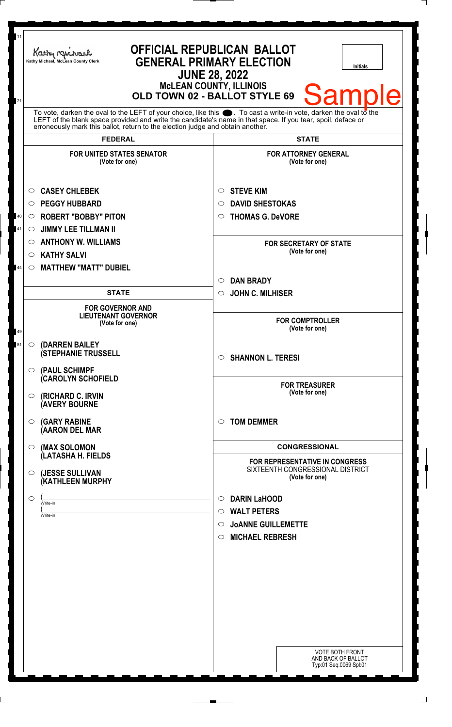Kathy Michael, McLean County Clerk

# OFFICIAL REPUBLICAN BALLOT
## GENERAL PRIMARY ELECTION
## JUNE 28, 2022
### McLEAN COUNTY, ILLINOIS
### OLD TOWN 02 - BALLOT STYLE 69

Initials

**Sample**

To vote, darken the oval to the LEFT of your choice, like this ⬤. To cast a write-in vote, darken the oval to the LEFT of the blank space provided and write the candidate's name in that space. If you tear, spoil, deface or erroneously mark this ballot, return to the election judge and obtain another.

## FEDERAL

### FOR UNITED STATES SENATOR
(Vote for one)

- ○ **CASEY CHLEBEK**
- ○ **PEGGY HUBBARD**
- ○ **ROBERT "BOBBY" PITON**
- ○ **JIMMY LEE TILLMAN II**
- ○ **ANTHONY W. WILLIAMS**
- ○ **KATHY SALVI**
- ○ **MATTHEW "MATT" DUBIEL**

## STATE

### FOR GOVERNOR AND LIEUTENANT GOVERNOR
(Vote for one)

- ○ **(DARREN BAILEY (STEPHANIE TRUSSELL**
- ○ **(PAUL SCHIMPF (CAROLYN SCHOFIELD**
- ○ **(RICHARD C. IRVIN (AVERY BOURNE**
- ○ **(GARY RABINE (AARON DEL MAR**
- ○ **(MAX SOLOMON (LATASHA H. FIELDS**
- ○ **(JESSE SULLIVAN (KATHLEEN MURPHY**
- ○ (\_\_\_\_\_\_\_\_\_\_\_\_\_\_\_\_ Write-in
  (\_\_\_\_\_\_\_\_\_\_\_\_\_\_\_\_ Write-in

## STATE

### FOR ATTORNEY GENERAL
(Vote for one)

- ○ **STEVE KIM**
- ○ **DAVID SHESTOKAS**
- ○ **THOMAS G. DeVORE**

### FOR SECRETARY OF STATE
(Vote for one)

- ○ **DAN BRADY**
- ○ **JOHN C. MILHISER**

### FOR COMPTROLLER
(Vote for one)

- ○ **SHANNON L. TERESI**

### FOR TREASURER
(Vote for one)

- ○ **TOM DEMMER**

## CONGRESSIONAL

### FOR REPRESENTATIVE IN CONGRESS
SIXTEENTH CONGRESSIONAL DISTRICT
(Vote for one)

- ○ **DARIN LaHOOD**
- ○ **WALT PETERS**
- ○ **JoANNE GUILLEMETTE**
- ○ **MICHAEL REBRESH**

VOTE BOTH FRONT AND BACK OF BALLOT
Typ:01 Seq:0069 Spl:01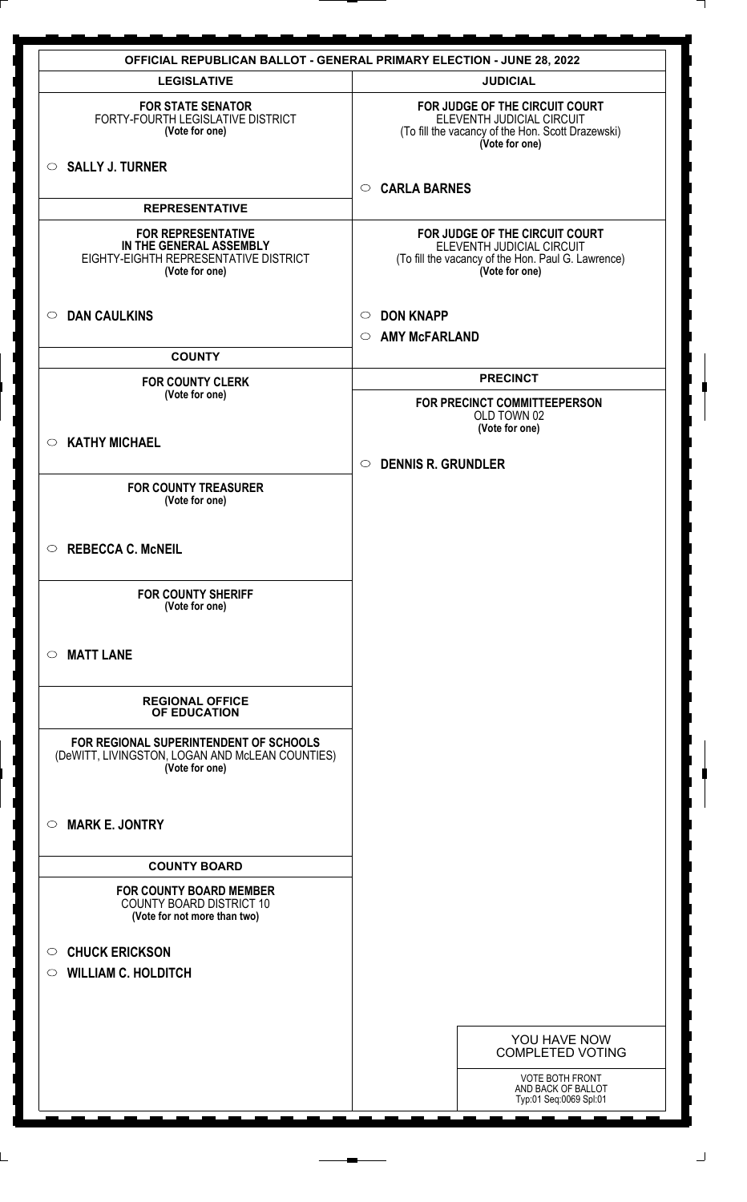# OFFICIAL REPUBLICAN BALLOT - GENERAL PRIMARY ELECTION - JUNE 28, 2022

## LEGISLATIVE

**FOR STATE SENATOR**
FORTY-FOURTH LEGISLATIVE DISTRICT
**(Vote for one)**

- ○ **SALLY J. TURNER**

## REPRESENTATIVE

**FOR REPRESENTATIVE IN THE GENERAL ASSEMBLY**
EIGHTY-EIGHTH REPRESENTATIVE DISTRICT
**(Vote for one)**

- ○ **DAN CAULKINS**

## COUNTY

**FOR COUNTY CLERK**
**(Vote for one)**

- ○ **KATHY MICHAEL**

**FOR COUNTY TREASURER**
**(Vote for one)**

- ○ **REBECCA C. McNEIL**

**FOR COUNTY SHERIFF**
**(Vote for one)**

- ○ **MATT LANE**

## REGIONAL OFFICE OF EDUCATION

**FOR REGIONAL SUPERINTENDENT OF SCHOOLS**
(DeWITT, LIVINGSTON, LOGAN AND McLEAN COUNTIES)
**(Vote for one)**

- ○ **MARK E. JONTRY**

## COUNTY BOARD

**FOR COUNTY BOARD MEMBER**
COUNTY BOARD DISTRICT 10
**(Vote for not more than two)**

- ○ **CHUCK ERICKSON**
- ○ **WILLIAM C. HOLDITCH**

## JUDICIAL

**FOR JUDGE OF THE CIRCUIT COURT**
ELEVENTH JUDICIAL CIRCUIT
(To fill the vacancy of the Hon. Scott Drazewski)
**(Vote for one)**

- ○ **CARLA BARNES**

**FOR JUDGE OF THE CIRCUIT COURT**
ELEVENTH JUDICIAL CIRCUIT
(To fill the vacancy of the Hon. Paul G. Lawrence)
**(Vote for one)**

- ○ **DON KNAPP**
- ○ **AMY McFARLAND**

## PRECINCT

**FOR PRECINCT COMMITTEEPERSON**
OLD TOWN 02
**(Vote for one)**

- ○ **DENNIS R. GRUNDLER**

YOU HAVE NOW COMPLETED VOTING

VOTE BOTH FRONT AND BACK OF BALLOT
Typ:01 Seq:0069 Spl:01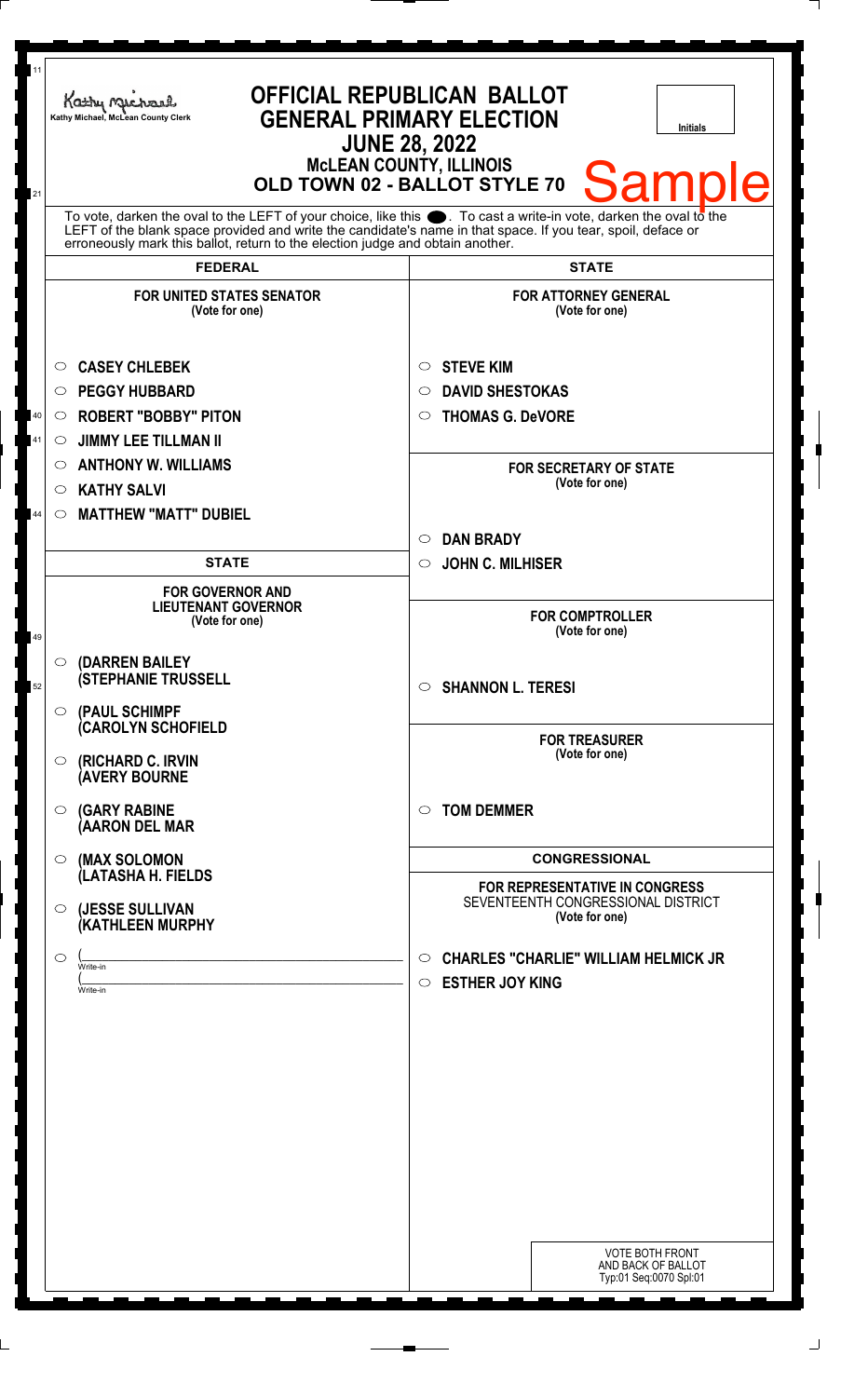Kathy Michael, McLean County Clerk

# OFFICIAL REPUBLICAN BALLOT
## GENERAL PRIMARY ELECTION
## JUNE 28, 2022
### McLEAN COUNTY, ILLINOIS
### OLD TOWN 02 - BALLOT STYLE 70

Initials

Sample

To vote, darken the oval to the LEFT of your choice, like this ●. To cast a write-in vote, darken the oval to the LEFT of the blank space provided and write the candidate's name in that space. If you tear, spoil, deface or erroneously mark this ballot, return to the election judge and obtain another.

## FEDERAL

**FOR UNITED STATES SENATOR**
(Vote for one)

- ○ **CASEY CHLEBEK**
- ○ **PEGGY HUBBARD**
- ○ **ROBERT "BOBBY" PITON**
- ○ **JIMMY LEE TILLMAN II**
- ○ **ANTHONY W. WILLIAMS**
- ○ **KATHY SALVI**
- ○ **MATTHEW "MATT" DUBIEL**

## STATE

**FOR GOVERNOR AND LIEUTENANT GOVERNOR**
(Vote for one)

- ○ **(DARREN BAILEY (STEPHANIE TRUSSELL**
- ○ **(PAUL SCHIMPF (CAROLYN SCHOFIELD**
- ○ **(RICHARD C. IRVIN (AVERY BOURNE**
- ○ **(GARY RABINE (AARON DEL MAR**
- ○ **(MAX SOLOMON (LATASHA H. FIELDS**
- ○ **(JESSE SULLIVAN (KATHLEEN MURPHY**
- ○ ( \_\_\_\_\_\_\_\_\_\_\_\_ Write-in
  ( \_\_\_\_\_\_\_\_\_\_\_\_ Write-in

## STATE

**FOR ATTORNEY GENERAL**
(Vote for one)

- ○ **STEVE KIM**
- ○ **DAVID SHESTOKAS**
- ○ **THOMAS G. DeVORE**

**FOR SECRETARY OF STATE**
(Vote for one)

- ○ **DAN BRADY**
- ○ **JOHN C. MILHISER**

**FOR COMPTROLLER**
(Vote for one)

- ○ **SHANNON L. TERESI**

**FOR TREASURER**
(Vote for one)

- ○ **TOM DEMMER**

## CONGRESSIONAL

**FOR REPRESENTATIVE IN CONGRESS**
SEVENTEENTH CONGRESSIONAL DISTRICT
(Vote for one)

- ○ **CHARLES "CHARLIE" WILLIAM HELMICK JR**
- ○ **ESTHER JOY KING**

VOTE BOTH FRONT AND BACK OF BALLOT
Typ:01 Seq:0070 Spl:01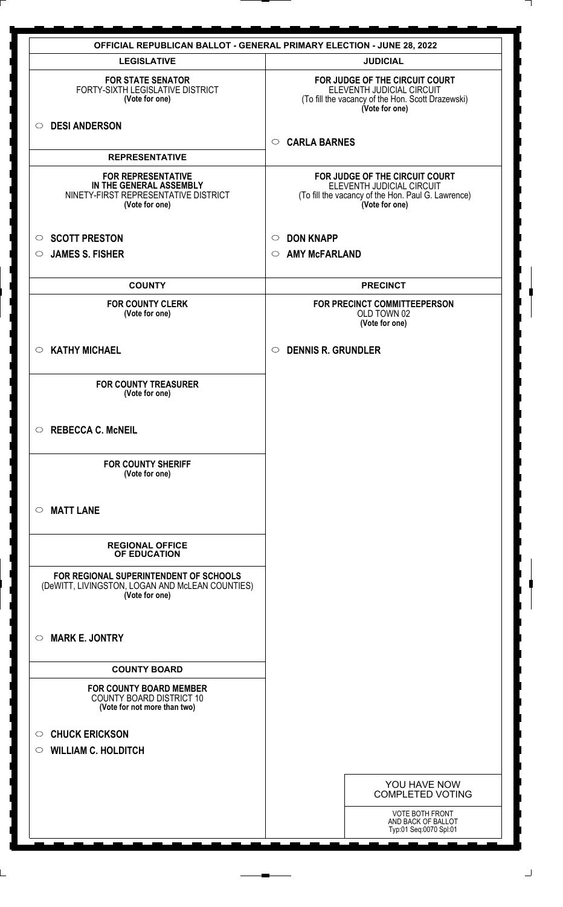# OFFICIAL REPUBLICAN BALLOT - GENERAL PRIMARY ELECTION - JUNE 28, 2022

## LEGISLATIVE

**FOR STATE SENATOR**
FORTY-SIXTH LEGISLATIVE DISTRICT
**(Vote for one)**

○ **DESI ANDERSON**

## REPRESENTATIVE

**FOR REPRESENTATIVE IN THE GENERAL ASSEMBLY**
NINETY-FIRST REPRESENTATIVE DISTRICT
**(Vote for one)**

○ **SCOTT PRESTON**
○ **JAMES S. FISHER**

## COUNTY

**FOR COUNTY CLERK**
**(Vote for one)**

○ **KATHY MICHAEL**

**FOR COUNTY TREASURER**
**(Vote for one)**

○ **REBECCA C. McNEIL**

**FOR COUNTY SHERIFF**
**(Vote for one)**

○ **MATT LANE**

## REGIONAL OFFICE OF EDUCATION

**FOR REGIONAL SUPERINTENDENT OF SCHOOLS**
(DeWITT, LIVINGSTON, LOGAN AND McLEAN COUNTIES)
**(Vote for one)**

○ **MARK E. JONTRY**

## COUNTY BOARD

**FOR COUNTY BOARD MEMBER**
COUNTY BOARD DISTRICT 10
**(Vote for not more than two)**

○ **CHUCK ERICKSON**
○ **WILLIAM C. HOLDITCH**

## JUDICIAL

**FOR JUDGE OF THE CIRCUIT COURT**
ELEVENTH JUDICIAL CIRCUIT
(To fill the vacancy of the Hon. Scott Drazewski)
**(Vote for one)**

○ **CARLA BARNES**

**FOR JUDGE OF THE CIRCUIT COURT**
ELEVENTH JUDICIAL CIRCUIT
(To fill the vacancy of the Hon. Paul G. Lawrence)
**(Vote for one)**

○ **DON KNAPP**
○ **AMY McFARLAND**

## PRECINCT

**FOR PRECINCT COMMITTEEPERSON**
OLD TOWN 02
**(Vote for one)**

○ **DENNIS R. GRUNDLER**

YOU HAVE NOW COMPLETED VOTING

VOTE BOTH FRONT AND BACK OF BALLOT
Typ:01 Seq:0070 Spl:01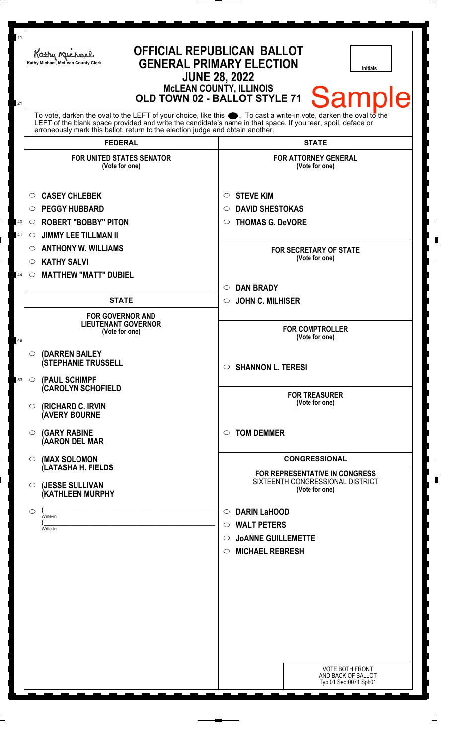Kathy Michael, McLean County Clerk

# OFFICIAL REPUBLICAN BALLOT
## GENERAL PRIMARY ELECTION
## JUNE 28, 2022
### McLEAN COUNTY, ILLINOIS
### OLD TOWN 02 - BALLOT STYLE 71

Initials

Sample

To vote, darken the oval to the LEFT of your choice, like this ●. To cast a write-in vote, darken the oval to the LEFT of the blank space provided and write the candidate's name in that space. If you tear, spoil, deface or erroneously mark this ballot, return to the election judge and obtain another.

## FEDERAL

**FOR UNITED STATES SENATOR**
(Vote for one)

- ○ CASEY CHLEBEK
- ○ PEGGY HUBBARD
- ○ ROBERT "BOBBY" PITON
- ○ JIMMY LEE TILLMAN II
- ○ ANTHONY W. WILLIAMS
- ○ KATHY SALVI
- ○ MATTHEW "MATT" DUBIEL

## STATE

**FOR GOVERNOR AND LIEUTENANT GOVERNOR**
(Vote for one)

- ○ (DARREN BAILEY (STEPHANIE TRUSSELL
- ○ (PAUL SCHIMPF (CAROLYN SCHOFIELD
- ○ (RICHARD C. IRVIN (AVERY BOURNE
- ○ (GARY RABINE (AARON DEL MAR
- ○ (MAX SOLOMON (LATASHA H. FIELDS
- ○ (JESSE SULLIVAN (KATHLEEN MURPHY
- ○ (\_\_\_\_\_\_\_\_\_\_ Write-in (\_\_\_\_\_\_\_\_\_\_ Write-in

## STATE

**FOR ATTORNEY GENERAL**
(Vote for one)

- ○ STEVE KIM
- ○ DAVID SHESTOKAS
- ○ THOMAS G. DeVORE

**FOR SECRETARY OF STATE**
(Vote for one)

- ○ DAN BRADY
- ○ JOHN C. MILHISER

**FOR COMPTROLLER**
(Vote for one)

- ○ SHANNON L. TERESI

**FOR TREASURER**
(Vote for one)

- ○ TOM DEMMER

## CONGRESSIONAL

**FOR REPRESENTATIVE IN CONGRESS**
SIXTEENTH CONGRESSIONAL DISTRICT
(Vote for one)

- ○ DARIN LaHOOD
- ○ WALT PETERS
- ○ JoANNE GUILLEMETTE
- ○ MICHAEL REBRESH

VOTE BOTH FRONT AND BACK OF BALLOT
Typ:01 Seq:0071 Spl:01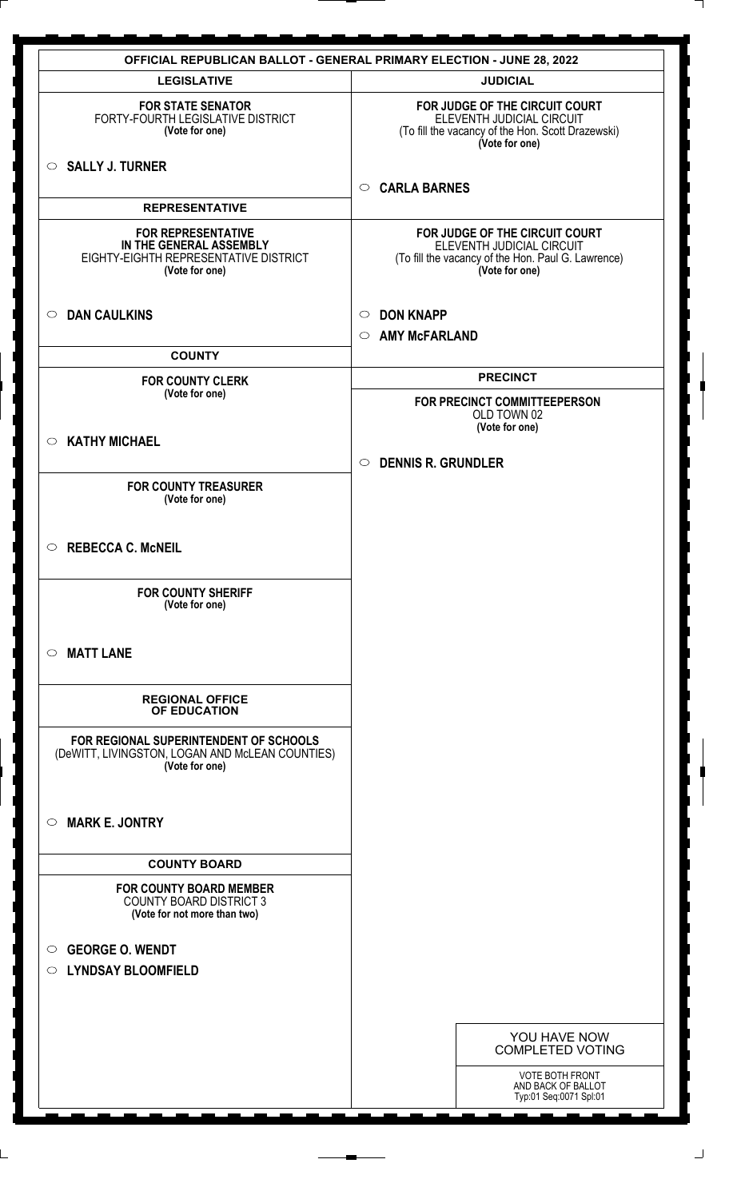# OFFICIAL REPUBLICAN BALLOT - GENERAL PRIMARY ELECTION - JUNE 28, 2022

## LEGISLATIVE

**FOR STATE SENATOR**
FORTY-FOURTH LEGISLATIVE DISTRICT
**(Vote for one)**

○ **SALLY J. TURNER**

## REPRESENTATIVE

**FOR REPRESENTATIVE IN THE GENERAL ASSEMBLY**
EIGHTY-EIGHTH REPRESENTATIVE DISTRICT
**(Vote for one)**

○ **DAN CAULKINS**

## COUNTY

**FOR COUNTY CLERK**
**(Vote for one)**

○ **KATHY MICHAEL**

**FOR COUNTY TREASURER**
**(Vote for one)**

○ **REBECCA C. McNEIL**

**FOR COUNTY SHERIFF**
**(Vote for one)**

○ **MATT LANE**

## REGIONAL OFFICE OF EDUCATION

**FOR REGIONAL SUPERINTENDENT OF SCHOOLS**
(DeWITT, LIVINGSTON, LOGAN AND McLEAN COUNTIES)
**(Vote for one)**

○ **MARK E. JONTRY**

## COUNTY BOARD

**FOR COUNTY BOARD MEMBER**
COUNTY BOARD DISTRICT 3
**(Vote for not more than two)**

○ **GEORGE O. WENDT**

○ **LYNDSAY BLOOMFIELD**

## JUDICIAL

**FOR JUDGE OF THE CIRCUIT COURT**
ELEVENTH JUDICIAL CIRCUIT
(To fill the vacancy of the Hon. Scott Drazewski)
**(Vote for one)**

○ **CARLA BARNES**

**FOR JUDGE OF THE CIRCUIT COURT**
ELEVENTH JUDICIAL CIRCUIT
(To fill the vacancy of the Hon. Paul G. Lawrence)
**(Vote for one)**

○ **DON KNAPP**

○ **AMY McFARLAND**

## PRECINCT

**FOR PRECINCT COMMITTEEPERSON**
OLD TOWN 02
**(Vote for one)**

○ **DENNIS R. GRUNDLER**

YOU HAVE NOW COMPLETED VOTING

VOTE BOTH FRONT AND BACK OF BALLOT
Typ:01 Seq:0071 Spl:01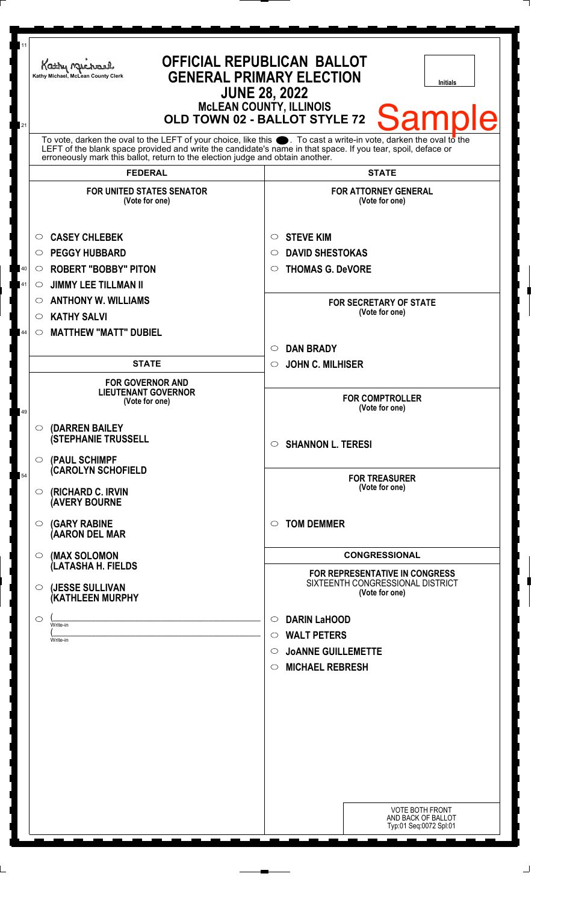Kathy Michael, McLean County Clerk

# OFFICIAL REPUBLICAN BALLOT
## GENERAL PRIMARY ELECTION
## JUNE 28, 2022
### McLEAN COUNTY, ILLINOIS
### OLD TOWN 02 - BALLOT STYLE 72

Initials

Sample

To vote, darken the oval to the LEFT of your choice, like this ●. To cast a write-in vote, darken the oval to the LEFT of the blank space provided and write the candidate's name in that space. If you tear, spoil, deface or erroneously mark this ballot, return to the election judge and obtain another.

## FEDERAL

**FOR UNITED STATES SENATOR**
(Vote for one)

- ○ CASEY CHLEBEK
- ○ PEGGY HUBBARD
- ○ ROBERT "BOBBY" PITON
- ○ JIMMY LEE TILLMAN II
- ○ ANTHONY W. WILLIAMS
- ○ KATHY SALVI
- ○ MATTHEW "MATT" DUBIEL

## STATE

**FOR GOVERNOR AND LIEUTENANT GOVERNOR**
(Vote for one)

- ○ (DARREN BAILEY (STEPHANIE TRUSSELL
- ○ (PAUL SCHIMPF (CAROLYN SCHOFIELD
- ○ (RICHARD C. IRVIN (AVERY BOURNE
- ○ (GARY RABINE (AARON DEL MAR
- ○ (MAX SOLOMON (LATASHA H. FIELDS
- ○ (JESSE SULLIVAN (KATHLEEN MURPHY
- ○ (\_\_\_\_\_\_\_\_\_\_ Write-in (\_\_\_\_\_\_\_\_\_\_ Write-in

## STATE

**FOR ATTORNEY GENERAL**
(Vote for one)

- ○ STEVE KIM
- ○ DAVID SHESTOKAS
- ○ THOMAS G. DeVORE

**FOR SECRETARY OF STATE**
(Vote for one)

- ○ DAN BRADY
- ○ JOHN C. MILHISER

**FOR COMPTROLLER**
(Vote for one)

- ○ SHANNON L. TERESI

**FOR TREASURER**
(Vote for one)

- ○ TOM DEMMER

## CONGRESSIONAL

**FOR REPRESENTATIVE IN CONGRESS**
SIXTEENTH CONGRESSIONAL DISTRICT
(Vote for one)

- ○ DARIN LaHOOD
- ○ WALT PETERS
- ○ JoANNE GUILLEMETTE
- ○ MICHAEL REBRESH

VOTE BOTH FRONT AND BACK OF BALLOT
Typ:01 Seq:0072 Spl:01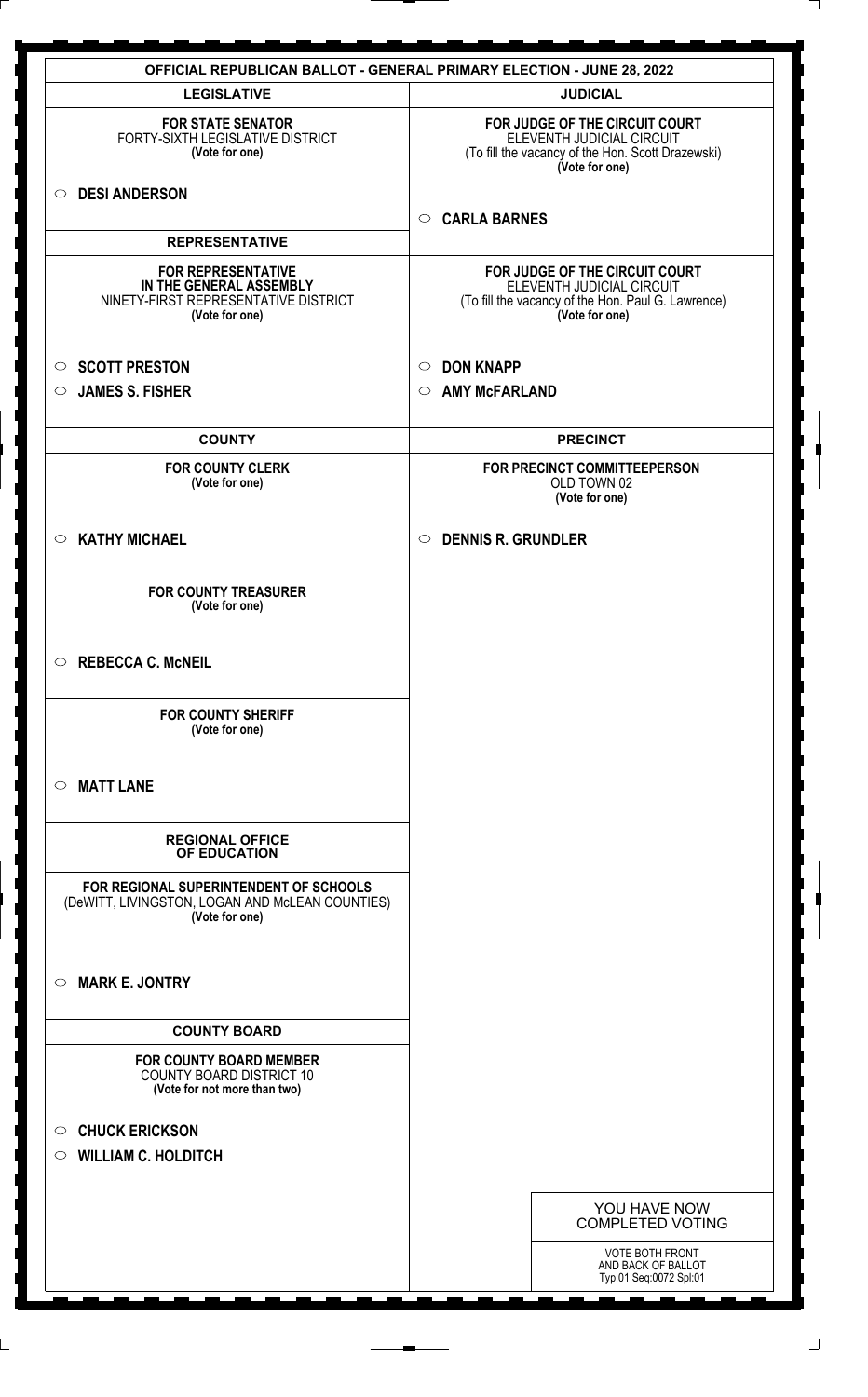# OFFICIAL REPUBLICAN BALLOT - GENERAL PRIMARY ELECTION - JUNE 28, 2022

## LEGISLATIVE

**FOR STATE SENATOR**
FORTY-SIXTH LEGISLATIVE DISTRICT
**(Vote for one)**

○ **DESI ANDERSON**

## REPRESENTATIVE

**FOR REPRESENTATIVE IN THE GENERAL ASSEMBLY**
NINETY-FIRST REPRESENTATIVE DISTRICT
**(Vote for one)**

○ **SCOTT PRESTON**
○ **JAMES S. FISHER**

## COUNTY

**FOR COUNTY CLERK**
**(Vote for one)**

○ **KATHY MICHAEL**

**FOR COUNTY TREASURER**
**(Vote for one)**

○ **REBECCA C. McNEIL**

**FOR COUNTY SHERIFF**
**(Vote for one)**

○ **MATT LANE**

## REGIONAL OFFICE OF EDUCATION

**FOR REGIONAL SUPERINTENDENT OF SCHOOLS**
(DeWITT, LIVINGSTON, LOGAN AND McLEAN COUNTIES)
**(Vote for one)**

○ **MARK E. JONTRY**

## COUNTY BOARD

**FOR COUNTY BOARD MEMBER**
COUNTY BOARD DISTRICT 10
**(Vote for not more than two)**

○ **CHUCK ERICKSON**
○ **WILLIAM C. HOLDITCH**

## JUDICIAL

**FOR JUDGE OF THE CIRCUIT COURT**
ELEVENTH JUDICIAL CIRCUIT
(To fill the vacancy of the Hon. Scott Drazewski)
**(Vote for one)**

○ **CARLA BARNES**

**FOR JUDGE OF THE CIRCUIT COURT**
ELEVENTH JUDICIAL CIRCUIT
(To fill the vacancy of the Hon. Paul G. Lawrence)
**(Vote for one)**

○ **DON KNAPP**
○ **AMY McFARLAND**

## PRECINCT

**FOR PRECINCT COMMITTEEPERSON**
OLD TOWN 02
**(Vote for one)**

○ **DENNIS R. GRUNDLER**

YOU HAVE NOW COMPLETED VOTING

VOTE BOTH FRONT AND BACK OF BALLOT
Typ:01 Seq:0072 Spl:01